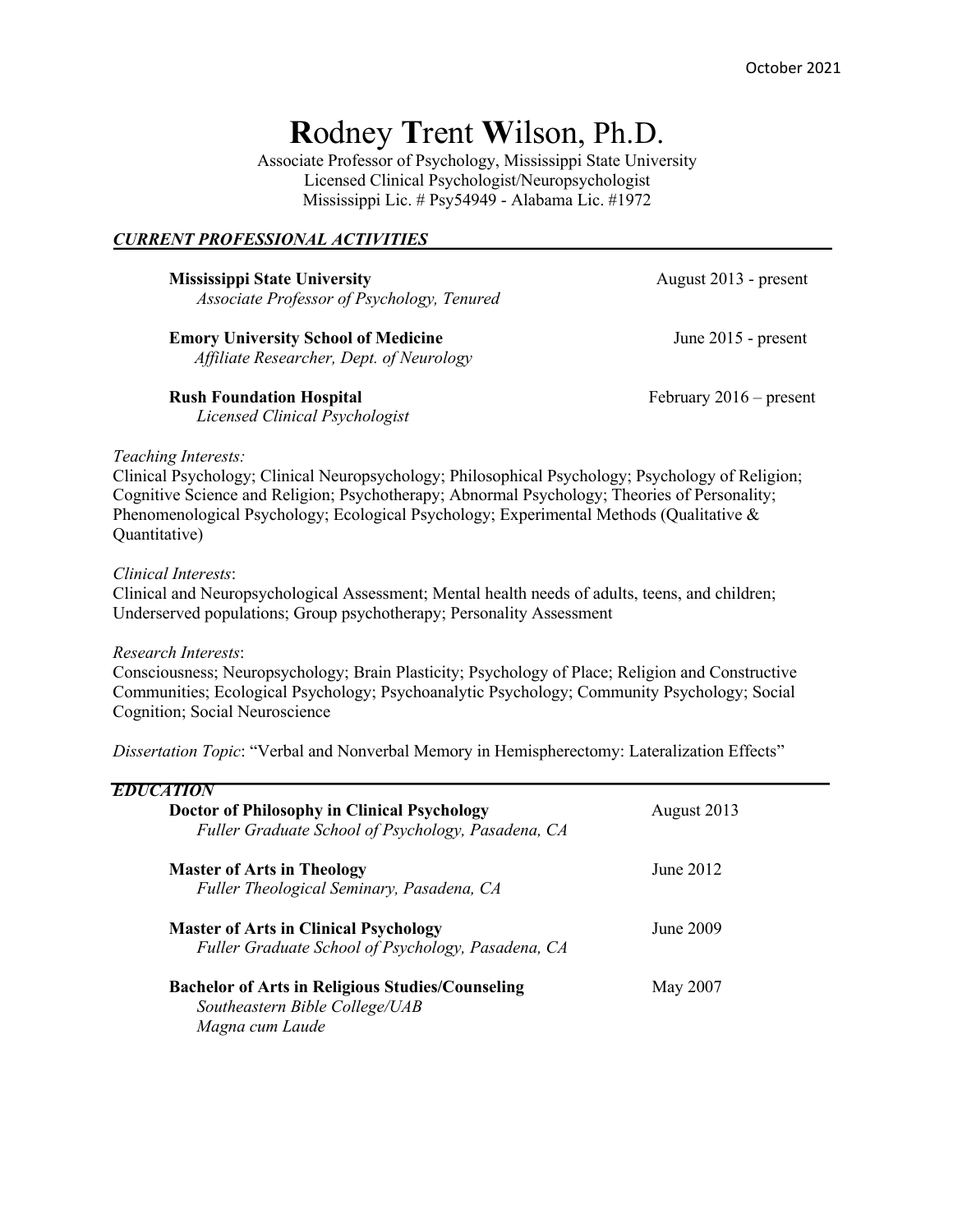October 2021

# **R**odney **T**rent **W**ilson, Ph.D.

Associate Professor of Psychology, Mississippi State University
Licensed Clinical Psychologist/Neuropsychologist
Mississippi Lic. # Psy54949 - Alabama Lic. #1972

## *CURRENT PROFESSIONAL ACTIVITIES*

**Mississippi State University** — August 2013 - present
*Associate Professor of Psychology, Tenured*

**Emory University School of Medicine** — June 2015 - present
*Affiliate Researcher, Dept. of Neurology*

**Rush Foundation Hospital** — February 2016 – present
*Licensed Clinical Psychologist*

*Teaching Interests:*
Clinical Psychology; Clinical Neuropsychology; Philosophical Psychology; Psychology of Religion; Cognitive Science and Religion; Psychotherapy; Abnormal Psychology; Theories of Personality; Phenomenological Psychology; Ecological Psychology; Experimental Methods (Qualitative & Quantitative)

*Clinical Interests*:
Clinical and Neuropsychological Assessment; Mental health needs of adults, teens, and children; Underserved populations; Group psychotherapy; Personality Assessment

*Research Interests*:
Consciousness; Neuropsychology; Brain Plasticity; Psychology of Place; Religion and Constructive Communities; Ecological Psychology; Psychoanalytic Psychology; Community Psychology; Social Cognition; Social Neuroscience

*Dissertation Topic*: "Verbal and Nonverbal Memory in Hemispherectomy: Lateralization Effects"

## *EDUCATION*

**Doctor of Philosophy in Clinical Psychology** — August 2013
*Fuller Graduate School of Psychology, Pasadena, CA*

**Master of Arts in Theology** — June 2012
*Fuller Theological Seminary, Pasadena, CA*

**Master of Arts in Clinical Psychology** — June 2009
*Fuller Graduate School of Psychology, Pasadena, CA*

**Bachelor of Arts in Religious Studies/Counseling** — May 2007
*Southeastern Bible College/UAB*
*Magna cum Laude*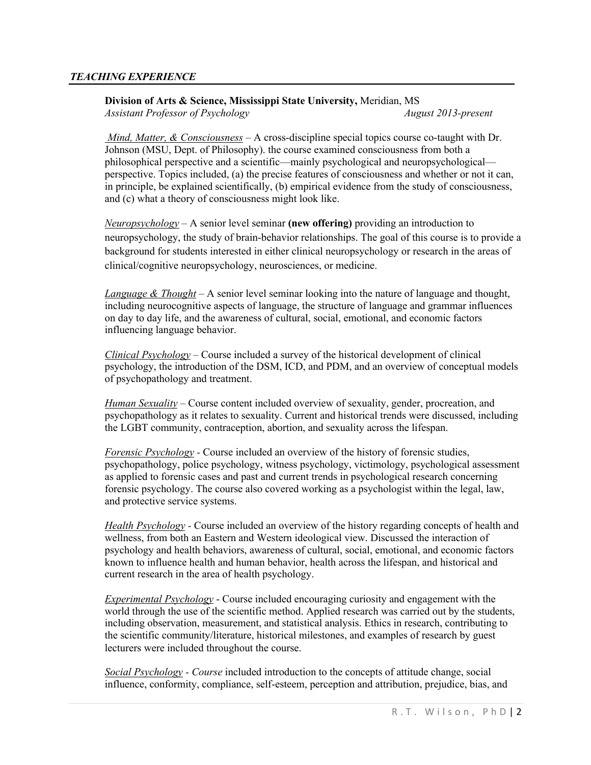## *TEACHING EXPERIENCE*

**Division of Arts & Science, Mississippi State University,** Meridian, MS
*Assistant Professor of Psychology* *August 2013-present*

<u>*Mind, Matter, & Consciousness*</u> – A cross-discipline special topics course co-taught with Dr. Johnson (MSU, Dept. of Philosophy). the course examined consciousness from both a philosophical perspective and a scientific—mainly psychological and neuropsychological—perspective. Topics included, (a) the precise features of consciousness and whether or not it can, in principle, be explained scientifically, (b) empirical evidence from the study of consciousness, and (c) what a theory of consciousness might look like.

<u>*Neuropsychology*</u> – A senior level seminar **(new offering)** providing an introduction to neuropsychology, the study of brain-behavior relationships. The goal of this course is to provide a background for students interested in either clinical neuropsychology or research in the areas of clinical/cognitive neuropsychology, neurosciences, or medicine.

<u>*Language & Thought*</u> – A senior level seminar looking into the nature of language and thought, including neurocognitive aspects of language, the structure of language and grammar influences on day to day life, and the awareness of cultural, social, emotional, and economic factors influencing language behavior.

<u>*Clinical Psychology*</u> – Course included a survey of the historical development of clinical psychology, the introduction of the DSM, ICD, and PDM, and an overview of conceptual models of psychopathology and treatment.

<u>*Human Sexuality*</u> – Course content included overview of sexuality, gender, procreation, and psychopathology as it relates to sexuality. Current and historical trends were discussed, including the LGBT community, contraception, abortion, and sexuality across the lifespan.

<u>*Forensic Psychology*</u> - Course included an overview of the history of forensic studies, psychopathology, police psychology, witness psychology, victimology, psychological assessment as applied to forensic cases and past and current trends in psychological research concerning forensic psychology. The course also covered working as a psychologist within the legal, law, and protective service systems.

<u>*Health Psychology*</u> - Course included an overview of the history regarding concepts of health and wellness, from both an Eastern and Western ideological view. Discussed the interaction of psychology and health behaviors, awareness of cultural, social, emotional, and economic factors known to influence health and human behavior, health across the lifespan, and historical and current research in the area of health psychology.

<u>*Experimental Psychology*</u> - Course included encouraging curiosity and engagement with the world through the use of the scientific method. Applied research was carried out by the students, including observation, measurement, and statistical analysis. Ethics in research, contributing to the scientific community/literature, historical milestones, and examples of research by guest lecturers were included throughout the course.

<u>*Social Psychology*</u> - *Course* included introduction to the concepts of attitude change, social influence, conformity, compliance, self-esteem, perception and attribution, prejudice, bias, and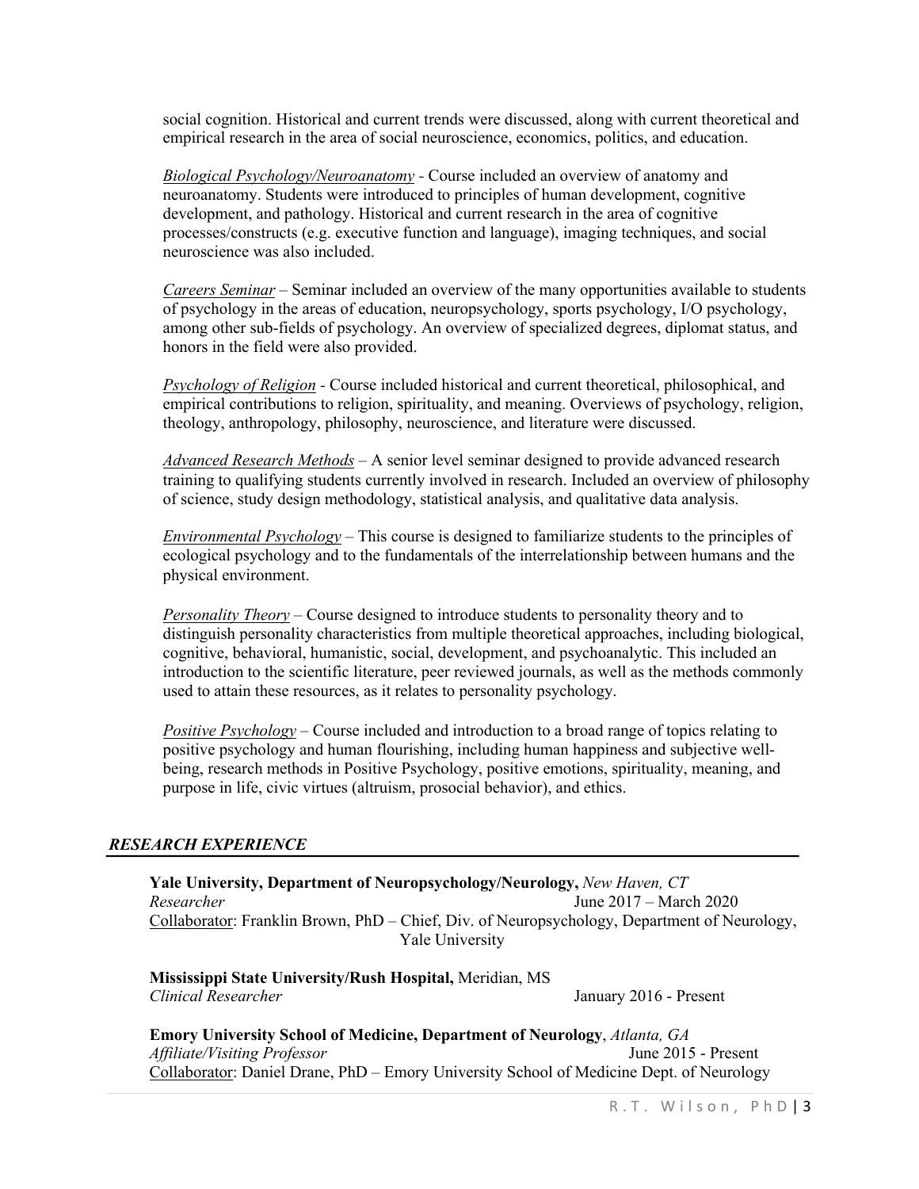social cognition. Historical and current trends were discussed, along with current theoretical and empirical research in the area of social neuroscience, economics, politics, and education.

*Biological Psychology/Neuroanatomy* - Course included an overview of anatomy and neuroanatomy. Students were introduced to principles of human development, cognitive development, and pathology. Historical and current research in the area of cognitive processes/constructs (e.g. executive function and language), imaging techniques, and social neuroscience was also included.

*Careers Seminar* – Seminar included an overview of the many opportunities available to students of psychology in the areas of education, neuropsychology, sports psychology, I/O psychology, among other sub-fields of psychology. An overview of specialized degrees, diplomat status, and honors in the field were also provided.

*Psychology of Religion* - Course included historical and current theoretical, philosophical, and empirical contributions to religion, spirituality, and meaning. Overviews of psychology, religion, theology, anthropology, philosophy, neuroscience, and literature were discussed.

*Advanced Research Methods* – A senior level seminar designed to provide advanced research training to qualifying students currently involved in research. Included an overview of philosophy of science, study design methodology, statistical analysis, and qualitative data analysis.

*Environmental Psychology* – This course is designed to familiarize students to the principles of ecological psychology and to the fundamentals of the interrelationship between humans and the physical environment.

*Personality Theory* – Course designed to introduce students to personality theory and to distinguish personality characteristics from multiple theoretical approaches, including biological, cognitive, behavioral, humanistic, social, development, and psychoanalytic. This included an introduction to the scientific literature, peer reviewed journals, as well as the methods commonly used to attain these resources, as it relates to personality psychology.

*Positive Psychology* – Course included and introduction to a broad range of topics relating to positive psychology and human flourishing, including human happiness and subjective well-being, research methods in Positive Psychology, positive emotions, spirituality, meaning, and purpose in life, civic virtues (altruism, prosocial behavior), and ethics.

## *RESEARCH EXPERIENCE*

**Yale University, Department of Neuropsychology/Neurology,** *New Haven, CT*
*Researcher* June 2017 – March 2020
Collaborator: Franklin Brown, PhD – Chief, Div. of Neuropsychology, Department of Neurology, Yale University

**Mississippi State University/Rush Hospital,** Meridian, MS
*Clinical Researcher* January 2016 - Present

**Emory University School of Medicine, Department of Neurology**, *Atlanta, GA*
*Affiliate/Visiting Professor* June 2015 - Present
Collaborator: Daniel Drane, PhD – Emory University School of Medicine Dept. of Neurology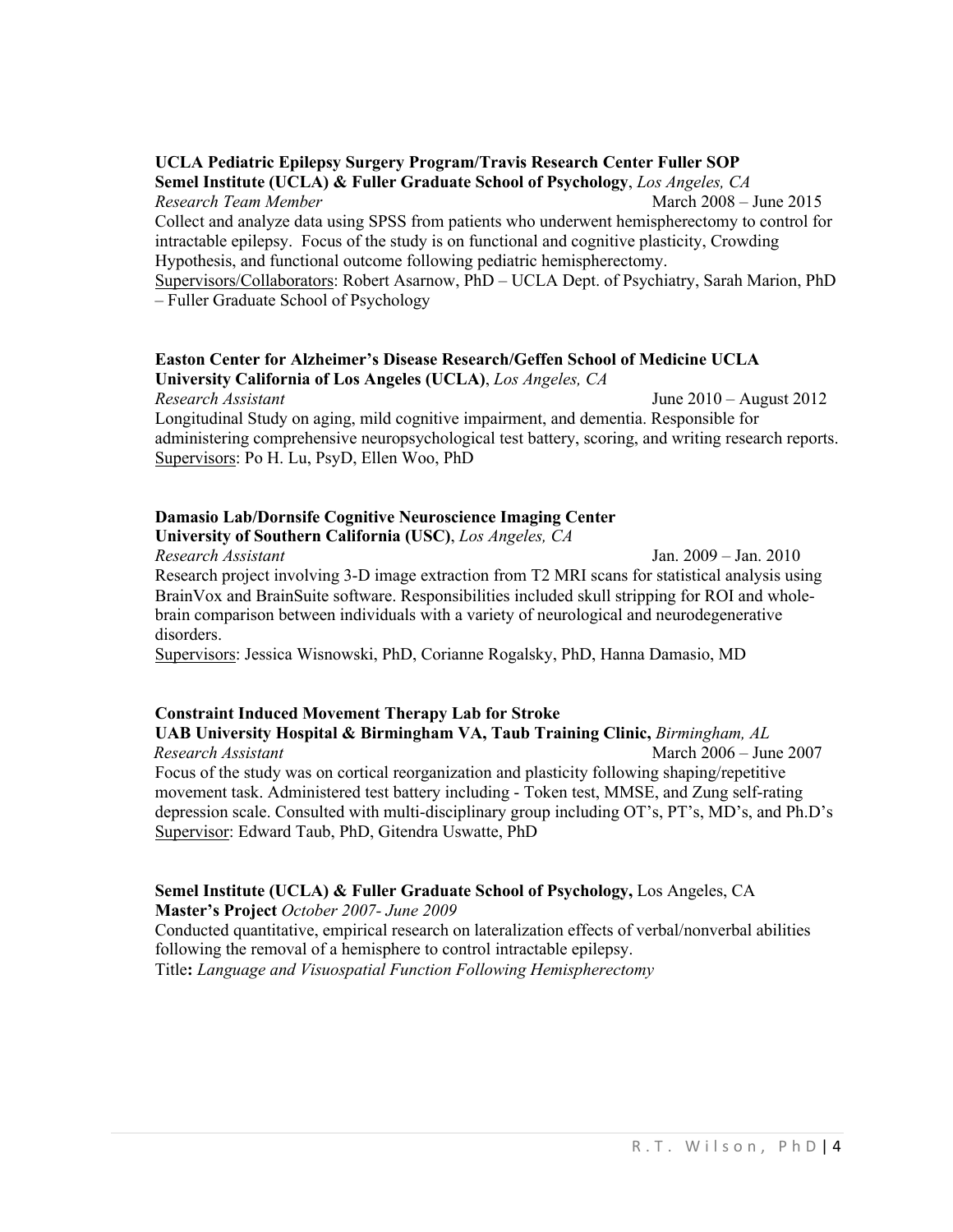**UCLA Pediatric Epilepsy Surgery Program/Travis Research Center Fuller SOP**
**Semel Institute (UCLA) & Fuller Graduate School of Psychology**, *Los Angeles, CA*
*Research Team Member* March 2008 – June 2015
Collect and analyze data using SPSS from patients who underwent hemispherectomy to control for intractable epilepsy. Focus of the study is on functional and cognitive plasticity, Crowding Hypothesis, and functional outcome following pediatric hemispherectomy.
Supervisors/Collaborators: Robert Asarnow, PhD – UCLA Dept. of Psychiatry, Sarah Marion, PhD – Fuller Graduate School of Psychology

**Easton Center for Alzheimer's Disease Research/Geffen School of Medicine UCLA**
**University California of Los Angeles (UCLA)**, *Los Angeles, CA*
*Research Assistant* June 2010 – August 2012
Longitudinal Study on aging, mild cognitive impairment, and dementia. Responsible for administering comprehensive neuropsychological test battery, scoring, and writing research reports.
Supervisors: Po H. Lu, PsyD, Ellen Woo, PhD

**Damasio Lab/Dornsife Cognitive Neuroscience Imaging Center**
**University of Southern California (USC)**, *Los Angeles, CA*
*Research Assistant* Jan. 2009 – Jan. 2010
Research project involving 3-D image extraction from T2 MRI scans for statistical analysis using BrainVox and BrainSuite software. Responsibilities included skull stripping for ROI and whole-brain comparison between individuals with a variety of neurological and neurodegenerative disorders.
Supervisors: Jessica Wisnowski, PhD, Corianne Rogalsky, PhD, Hanna Damasio, MD

**Constraint Induced Movement Therapy Lab for Stroke**
**UAB University Hospital & Birmingham VA, Taub Training Clinic,** *Birmingham, AL*
*Research Assistant* March 2006 – June 2007
Focus of the study was on cortical reorganization and plasticity following shaping/repetitive movement task. Administered test battery including - Token test, MMSE, and Zung self-rating depression scale. Consulted with multi-disciplinary group including OT's, PT's, MD's, and Ph.D's
Supervisor: Edward Taub, PhD, Gitendra Uswatte, PhD

**Semel Institute (UCLA) & Fuller Graduate School of Psychology,** Los Angeles, CA
**Master's Project** *October 2007- June 2009*
Conducted quantitative, empirical research on lateralization effects of verbal/nonverbal abilities following the removal of a hemisphere to control intractable epilepsy.
Title**:** *Language and Visuospatial Function Following Hemispherectomy*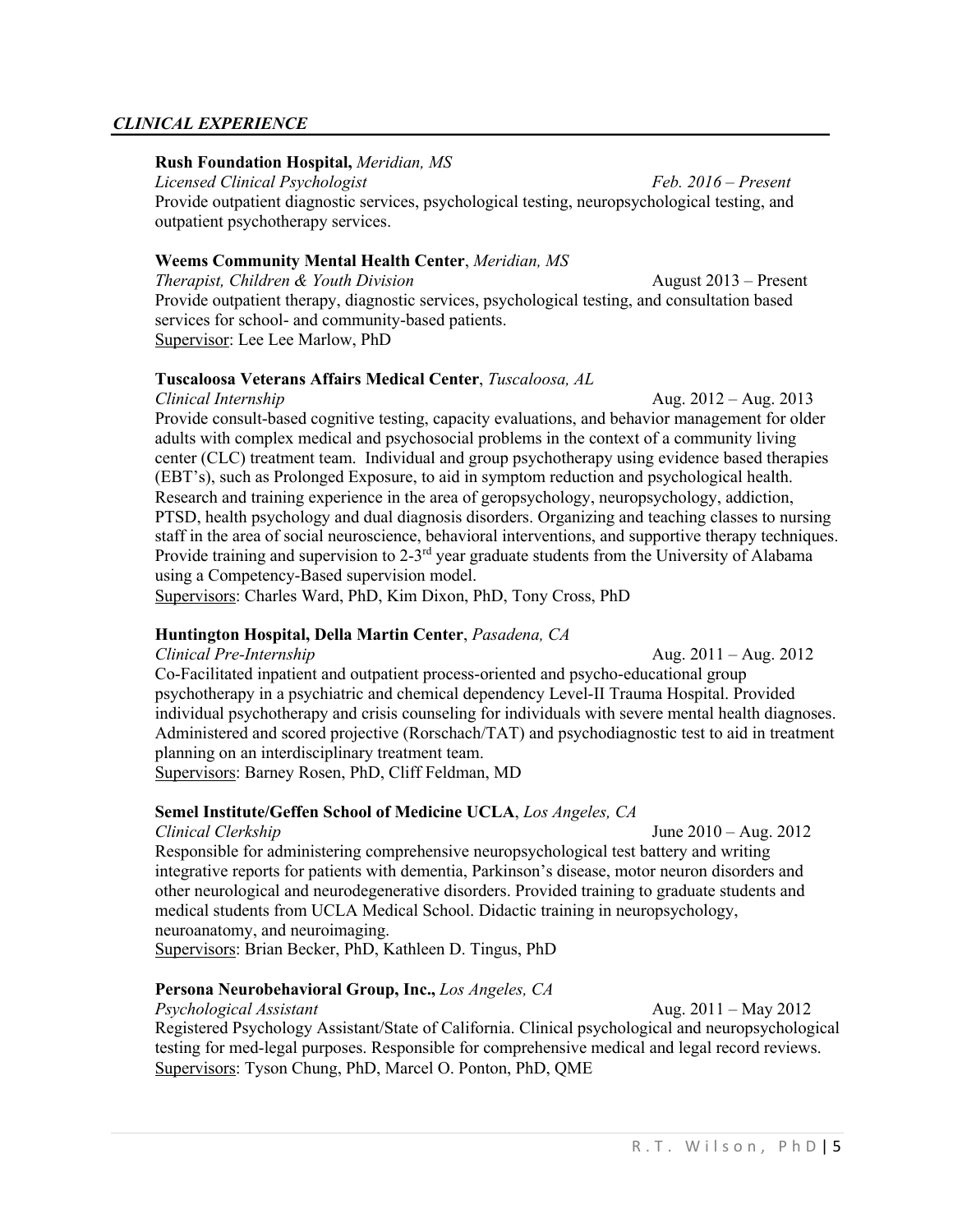## *CLINICAL EXPERIENCE*

**Rush Foundation Hospital,** *Meridian, MS*
*Licensed Clinical Psychologist* *Feb. 2016 – Present*
Provide outpatient diagnostic services, psychological testing, neuropsychological testing, and outpatient psychotherapy services.

**Weems Community Mental Health Center**, *Meridian, MS*
*Therapist, Children & Youth Division* August 2013 – Present
Provide outpatient therapy, diagnostic services, psychological testing, and consultation based services for school- and community-based patients.
Supervisor: Lee Lee Marlow, PhD

**Tuscaloosa Veterans Affairs Medical Center**, *Tuscaloosa, AL*
*Clinical Internship* Aug. 2012 – Aug. 2013
Provide consult-based cognitive testing, capacity evaluations, and behavior management for older adults with complex medical and psychosocial problems in the context of a community living center (CLC) treatment team. Individual and group psychotherapy using evidence based therapies (EBT's), such as Prolonged Exposure, to aid in symptom reduction and psychological health. Research and training experience in the area of geropsychology, neuropsychology, addiction, PTSD, health psychology and dual diagnosis disorders. Organizing and teaching classes to nursing staff in the area of social neuroscience, behavioral interventions, and supportive therapy techniques. Provide training and supervision to 2-3rd year graduate students from the University of Alabama using a Competency-Based supervision model.
Supervisors: Charles Ward, PhD, Kim Dixon, PhD, Tony Cross, PhD

**Huntington Hospital, Della Martin Center**, *Pasadena, CA*
*Clinical Pre-Internship* Aug. 2011 – Aug. 2012
Co-Facilitated inpatient and outpatient process-oriented and psycho-educational group psychotherapy in a psychiatric and chemical dependency Level-II Trauma Hospital. Provided individual psychotherapy and crisis counseling for individuals with severe mental health diagnoses. Administered and scored projective (Rorschach/TAT) and psychodiagnostic test to aid in treatment planning on an interdisciplinary treatment team.
Supervisors: Barney Rosen, PhD, Cliff Feldman, MD

**Semel Institute/Geffen School of Medicine UCLA**, *Los Angeles, CA*
*Clinical Clerkship* June 2010 – Aug. 2012
Responsible for administering comprehensive neuropsychological test battery and writing integrative reports for patients with dementia, Parkinson's disease, motor neuron disorders and other neurological and neurodegenerative disorders. Provided training to graduate students and medical students from UCLA Medical School. Didactic training in neuropsychology, neuroanatomy, and neuroimaging.
Supervisors: Brian Becker, PhD, Kathleen D. Tingus, PhD

**Persona Neurobehavioral Group, Inc.,** *Los Angeles, CA*
*Psychological Assistant* Aug. 2011 – May 2012
Registered Psychology Assistant/State of California. Clinical psychological and neuropsychological testing for med-legal purposes. Responsible for comprehensive medical and legal record reviews.
Supervisors: Tyson Chung, PhD, Marcel O. Ponton, PhD, QME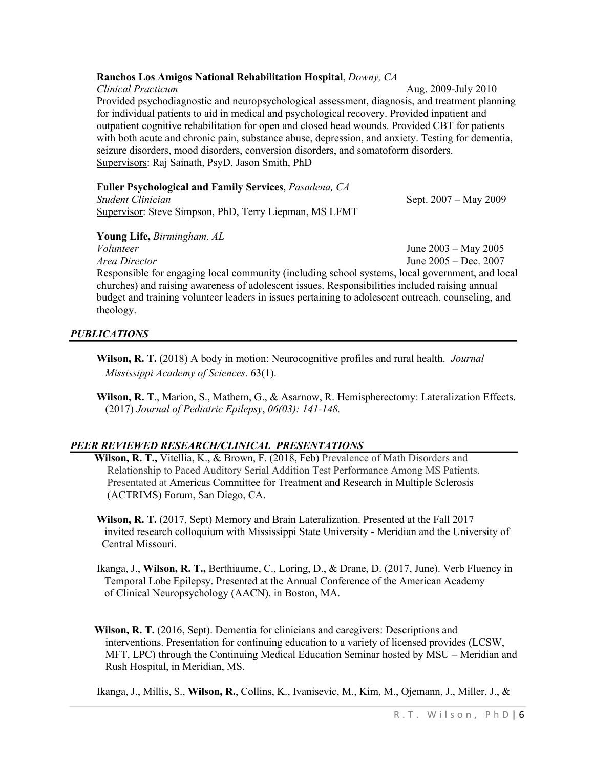**Ranchos Los Amigos National Rehabilitation Hospital**, *Downy, CA*
*Clinical Practicum* Aug. 2009-July 2010
Provided psychodiagnostic and neuropsychological assessment, diagnosis, and treatment planning for individual patients to aid in medical and psychological recovery. Provided inpatient and outpatient cognitive rehabilitation for open and closed head wounds. Provided CBT for patients with both acute and chronic pain, substance abuse, depression, and anxiety. Testing for dementia, seizure disorders, mood disorders, conversion disorders, and somatoform disorders.
Supervisors: Raj Sainath, PsyD, Jason Smith, PhD

**Fuller Psychological and Family Services**, *Pasadena, CA*
*Student Clinician* Sept. 2007 – May 2009
Supervisor: Steve Simpson, PhD, Terry Liepman, MS LFMT

**Young Life,** *Birmingham, AL*
*Volunteer* June 2003 – May 2005
*Area Director* June 2005 – Dec. 2007
Responsible for engaging local community (including school systems, local government, and local churches) and raising awareness of adolescent issues. Responsibilities included raising annual budget and training volunteer leaders in issues pertaining to adolescent outreach, counseling, and theology.

## *PUBLICATIONS*

**Wilson, R. T.** (2018) A body in motion: Neurocognitive profiles and rural health. *Journal Mississippi Academy of Sciences*. 63(1).

**Wilson, R. T**., Marion, S., Mathern, G., & Asarnow, R. Hemispherectomy: Lateralization Effects. (2017) *Journal of Pediatric Epilepsy*, *06(03): 141-148.*

## *PEER REVIEWED RESEARCH/CLINICAL PRESENTATIONS*

**Wilson, R. T.,** Vitellia, K., & Brown, F. (2018, Feb) Prevalence of Math Disorders and Relationship to Paced Auditory Serial Addition Test Performance Among MS Patients. Presentated at Americas Committee for Treatment and Research in Multiple Sclerosis (ACTRIMS) Forum, San Diego, CA.

**Wilson, R. T.** (2017, Sept) Memory and Brain Lateralization. Presented at the Fall 2017 invited research colloquium with Mississippi State University - Meridian and the University of Central Missouri.

Ikanga, J., **Wilson, R. T.,** Berthiaume, C., Loring, D., & Drane, D. (2017, June). Verb Fluency in Temporal Lobe Epilepsy. Presented at the Annual Conference of the American Academy of Clinical Neuropsychology (AACN), in Boston, MA.

**Wilson, R. T.** (2016, Sept). Dementia for clinicians and caregivers: Descriptions and interventions. Presentation for continuing education to a variety of licensed provides (LCSW, MFT, LPC) through the Continuing Medical Education Seminar hosted by MSU – Meridian and Rush Hospital, in Meridian, MS.

Ikanga, J., Millis, S., **Wilson, R.**, Collins, K., Ivanisevic, M., Kim, M., Ojemann, J., Miller, J., &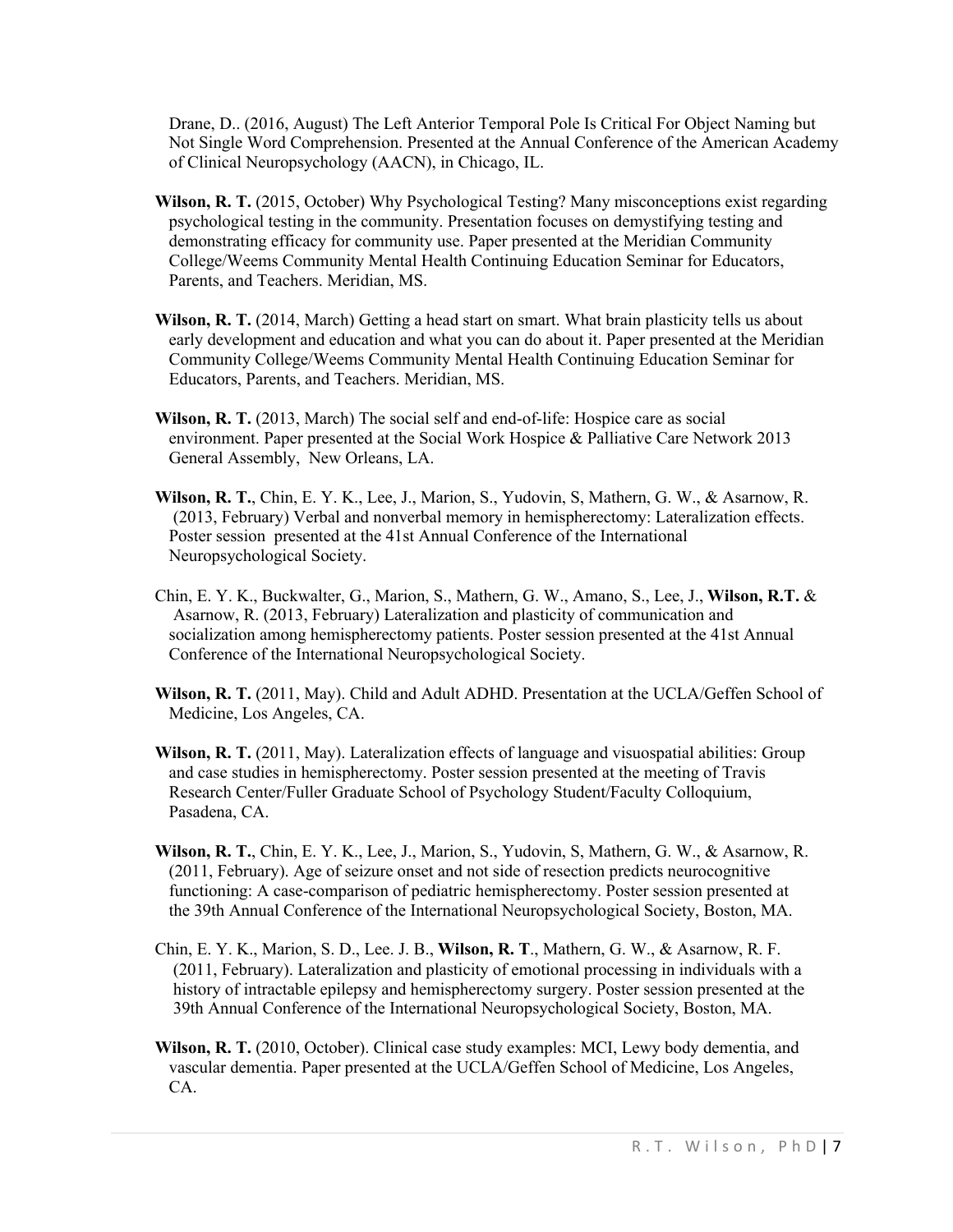Drane, D.. (2016, August) The Left Anterior Temporal Pole Is Critical For Object Naming but Not Single Word Comprehension. Presented at the Annual Conference of the American Academy of Clinical Neuropsychology (AACN), in Chicago, IL.

**Wilson, R. T.** (2015, October) Why Psychological Testing? Many misconceptions exist regarding psychological testing in the community. Presentation focuses on demystifying testing and demonstrating efficacy for community use. Paper presented at the Meridian Community College/Weems Community Mental Health Continuing Education Seminar for Educators, Parents, and Teachers. Meridian, MS.

**Wilson, R. T.** (2014, March) Getting a head start on smart. What brain plasticity tells us about early development and education and what you can do about it. Paper presented at the Meridian Community College/Weems Community Mental Health Continuing Education Seminar for Educators, Parents, and Teachers. Meridian, MS.

**Wilson, R. T.** (2013, March) The social self and end-of-life: Hospice care as social environment. Paper presented at the Social Work Hospice & Palliative Care Network 2013 General Assembly, New Orleans, LA.

**Wilson, R. T.**, Chin, E. Y. K., Lee, J., Marion, S., Yudovin, S, Mathern, G. W., & Asarnow, R. (2013, February) Verbal and nonverbal memory in hemispherectomy: Lateralization effects. Poster session presented at the 41st Annual Conference of the International Neuropsychological Society.

Chin, E. Y. K., Buckwalter, G., Marion, S., Mathern, G. W., Amano, S., Lee, J., **Wilson, R.T.** & Asarnow, R. (2013, February) Lateralization and plasticity of communication and socialization among hemispherectomy patients. Poster session presented at the 41st Annual Conference of the International Neuropsychological Society.

**Wilson, R. T.** (2011, May). Child and Adult ADHD. Presentation at the UCLA/Geffen School of Medicine, Los Angeles, CA.

**Wilson, R. T.** (2011, May). Lateralization effects of language and visuospatial abilities: Group and case studies in hemispherectomy. Poster session presented at the meeting of Travis Research Center/Fuller Graduate School of Psychology Student/Faculty Colloquium, Pasadena, CA.

**Wilson, R. T.**, Chin, E. Y. K., Lee, J., Marion, S., Yudovin, S, Mathern, G. W., & Asarnow, R. (2011, February). Age of seizure onset and not side of resection predicts neurocognitive functioning: A case-comparison of pediatric hemispherectomy. Poster session presented at the 39th Annual Conference of the International Neuropsychological Society, Boston, MA.

Chin, E. Y. K., Marion, S. D., Lee. J. B., **Wilson, R. T**., Mathern, G. W., & Asarnow, R. F. (2011, February). Lateralization and plasticity of emotional processing in individuals with a history of intractable epilepsy and hemispherectomy surgery. Poster session presented at the 39th Annual Conference of the International Neuropsychological Society, Boston, MA.

**Wilson, R. T.** (2010, October). Clinical case study examples: MCI, Lewy body dementia, and vascular dementia. Paper presented at the UCLA/Geffen School of Medicine, Los Angeles, CA.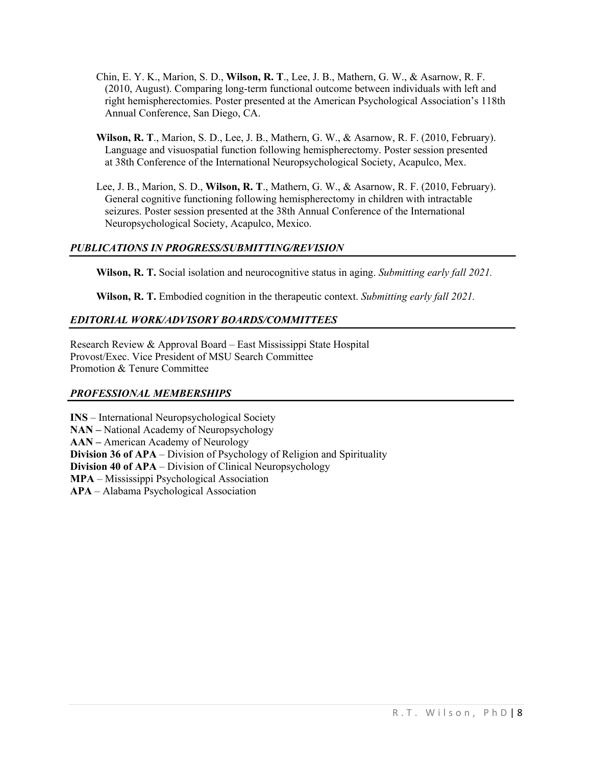Chin, E. Y. K., Marion, S. D., **Wilson, R. T**., Lee, J. B., Mathern, G. W., & Asarnow, R. F. (2010, August). Comparing long-term functional outcome between individuals with left and right hemispherectomies. Poster presented at the American Psychological Association's 118th Annual Conference, San Diego, CA.

**Wilson, R. T**., Marion, S. D., Lee, J. B., Mathern, G. W., & Asarnow, R. F. (2010, February). Language and visuospatial function following hemispherectomy. Poster session presented at 38th Conference of the International Neuropsychological Society, Acapulco, Mex.

Lee, J. B., Marion, S. D., **Wilson, R. T**., Mathern, G. W., & Asarnow, R. F. (2010, February). General cognitive functioning following hemispherectomy in children with intractable seizures. Poster session presented at the 38th Annual Conference of the International Neuropsychological Society, Acapulco, Mexico.

## *PUBLICATIONS IN PROGRESS/SUBMITTING/REVISION*

**Wilson, R. T.** Social isolation and neurocognitive status in aging. *Submitting early fall 2021.*

**Wilson, R. T.** Embodied cognition in the therapeutic context. *Submitting early fall 2021.*

## *EDITORIAL WORK/ADVISORY BOARDS/COMMITTEES*

Research Review & Approval Board – East Mississippi State Hospital
Provost/Exec. Vice President of MSU Search Committee
Promotion & Tenure Committee

## *PROFESSIONAL MEMBERSHIPS*

**INS** – International Neuropsychological Society
**NAN –** National Academy of Neuropsychology
**AAN –** American Academy of Neurology
**Division 36 of APA** – Division of Psychology of Religion and Spirituality
**Division 40 of APA** – Division of Clinical Neuropsychology
**MPA** – Mississippi Psychological Association
**APA** – Alabama Psychological Association